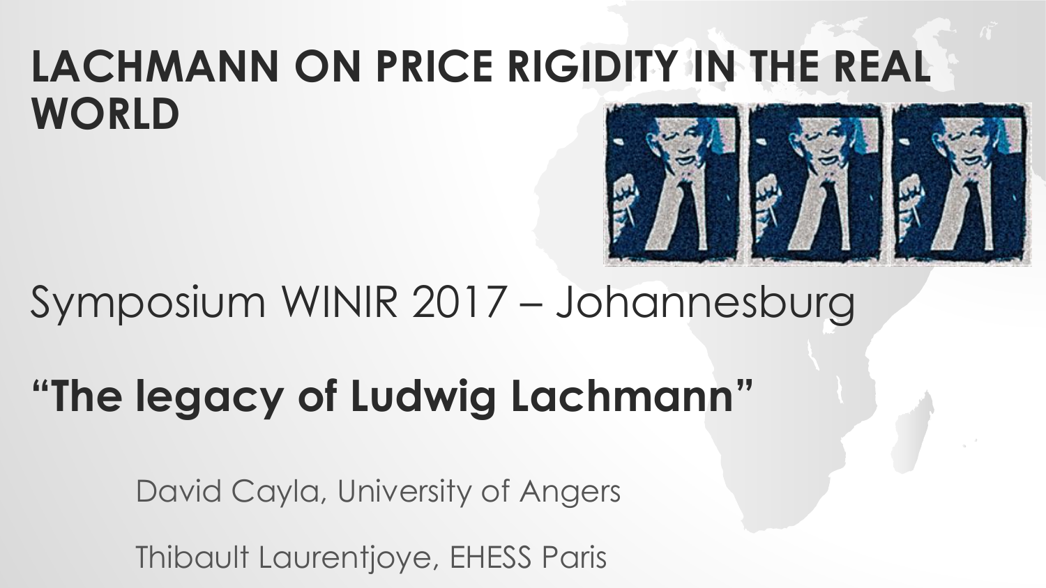# LACHMANN ON PRICE RIGIDITY IN THE REAL WORLD

Symposium WINIR 2017 – Johannesburg

**"The legacy of Ludwig Lachmann"**

David Cayla, University of Angers

Thibault Laurentjoye, EHESS Paris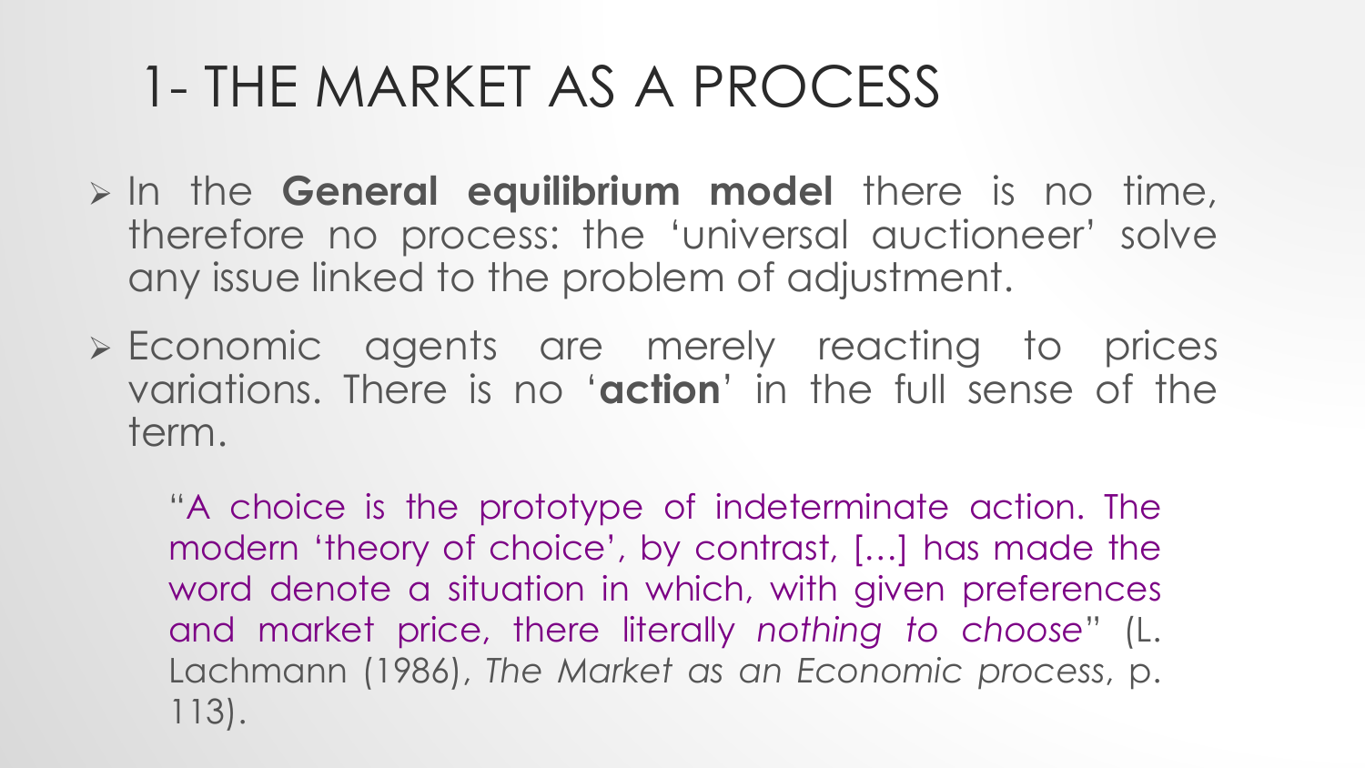# 1- THE MARKET AS A PROCESS

- In the **General equilibrium model** there is no time, therefore no process: the 'universal auctioneer' solve any issue linked to the problem of adjustment.
- Economic agents are merely reacting to prices variations. There is no '**action**' in the full sense of the term.

> "A choice is the prototype of indeterminate action. The modern 'theory of choice', by contrast, […] has made the word denote a situation in which, with given preferences and market price, there literally *nothing to choose*" (L. Lachmann (1986), *The Market as an Economic process*, p. 113).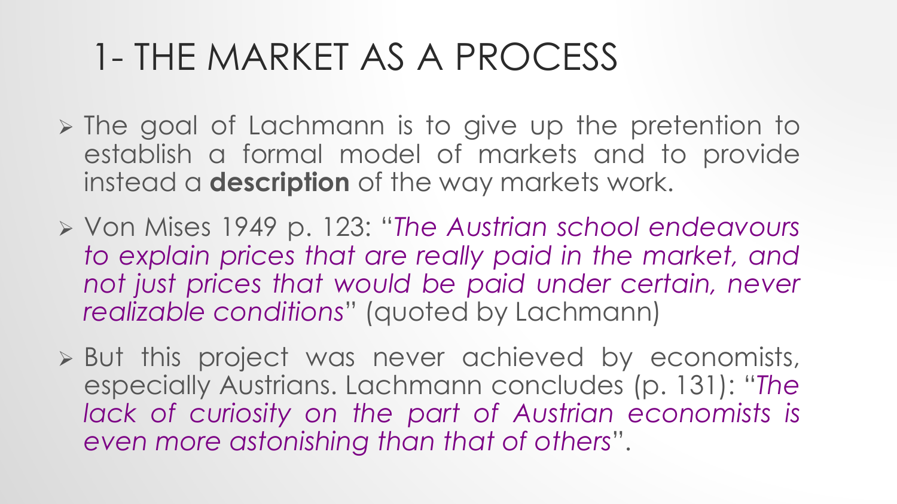# 1- THE MARKET AS A PROCESS

- The goal of Lachmann is to give up the pretention to establish a formal model of markets and to provide instead a **description** of the way markets work.
- Von Mises 1949 p. 123: "*The Austrian school endeavours to explain prices that are really paid in the market, and not just prices that would be paid under certain, never realizable conditions*" (quoted by Lachmann)
- But this project was never achieved by economists, especially Austrians. Lachmann concludes (p. 131): "*The lack of curiosity on the part of Austrian economists is even more astonishing than that of others*".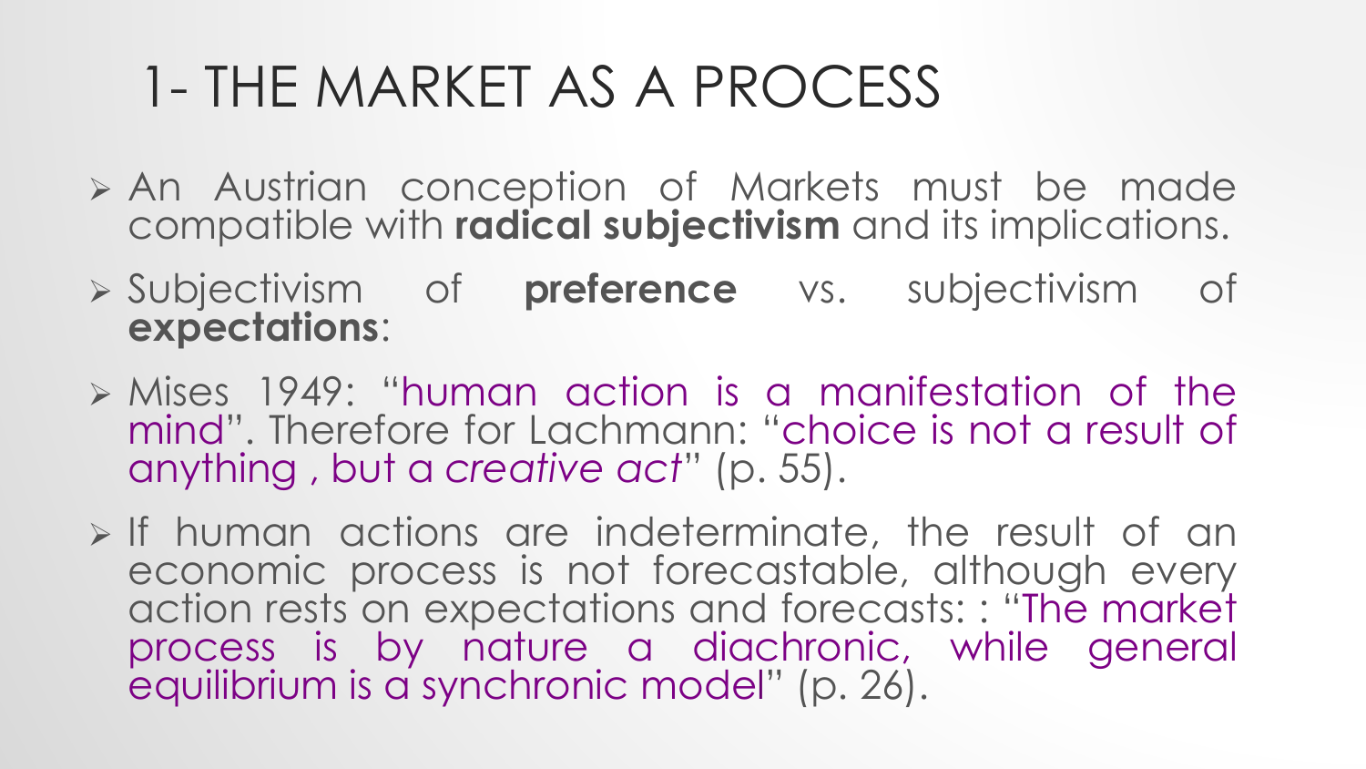# 1- THE MARKET AS A PROCESS

- An Austrian conception of Markets must be made compatible with **radical subjectivism** and its implications.
- Subjectivism of **preference** vs. subjectivism of **expectations**:
- Mises 1949: "human action is a manifestation of the mind". Therefore for Lachmann: "choice is not a result of anything , but a *creative act*" (p. 55).
- If human actions are indeterminate, the result of an economic process is not forecastable, although every action rests on expectations and forecasts: : "The market process is by nature a diachronic, while general equilibrium is a synchronic model" (p. 26).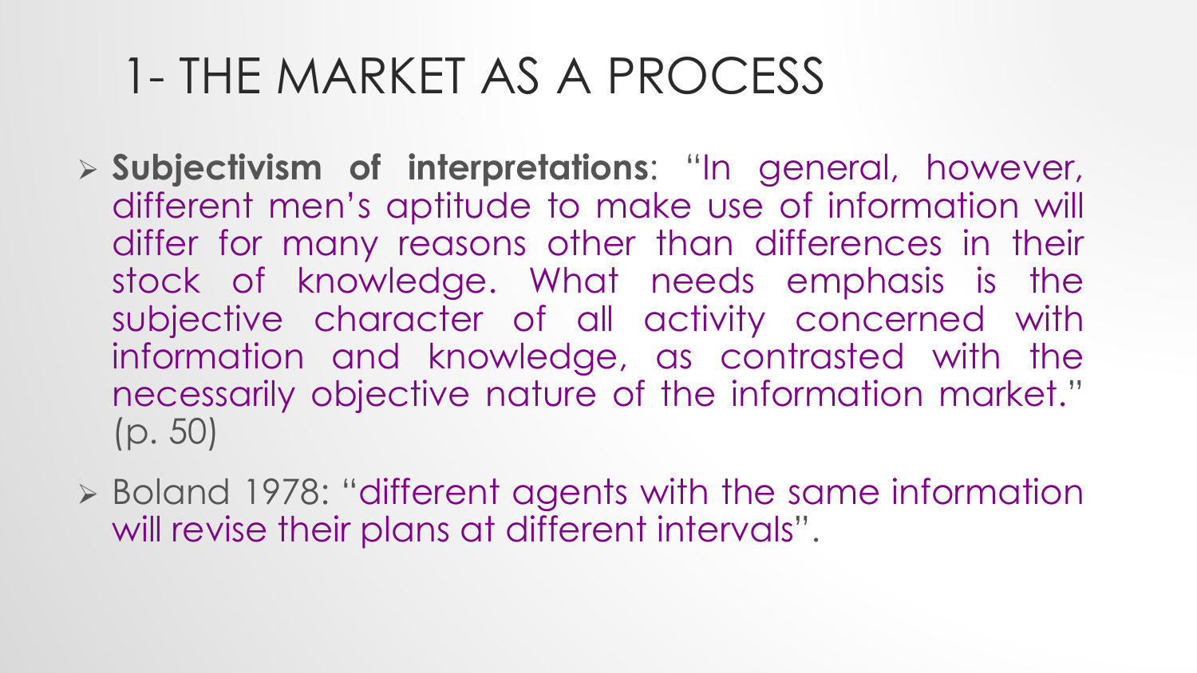# 1- THE MARKET AS A PROCESS

- **Subjectivism of interpretations**: "In general, however, different men's aptitude to make use of information will differ for many reasons other than differences in their stock of knowledge. What needs emphasis is the subjective character of all activity concerned with information and knowledge, as contrasted with the necessarily objective nature of the information market." (p. 50)
- Boland 1978: "different agents with the same information will revise their plans at different intervals".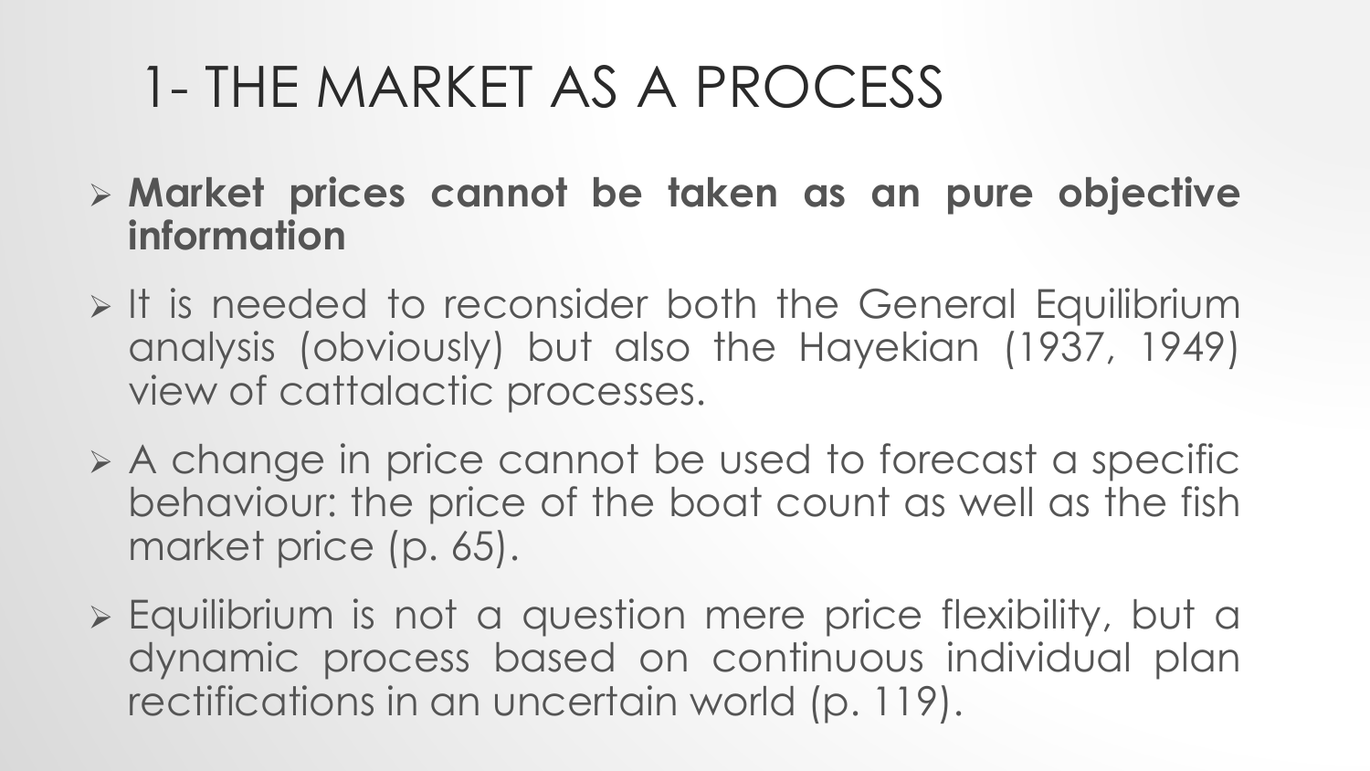# 1- THE MARKET AS A PROCESS

- **Market prices cannot be taken as an pure objective information**
- It is needed to reconsider both the General Equilibrium analysis (obviously) but also the Hayekian (1937, 1949) view of cattalactic processes.
- A change in price cannot be used to forecast a specific behaviour: the price of the boat count as well as the fish market price (p. 65).
- Equilibrium is not a question mere price flexibility, but a dynamic process based on continuous individual plan rectifications in an uncertain world (p. 119).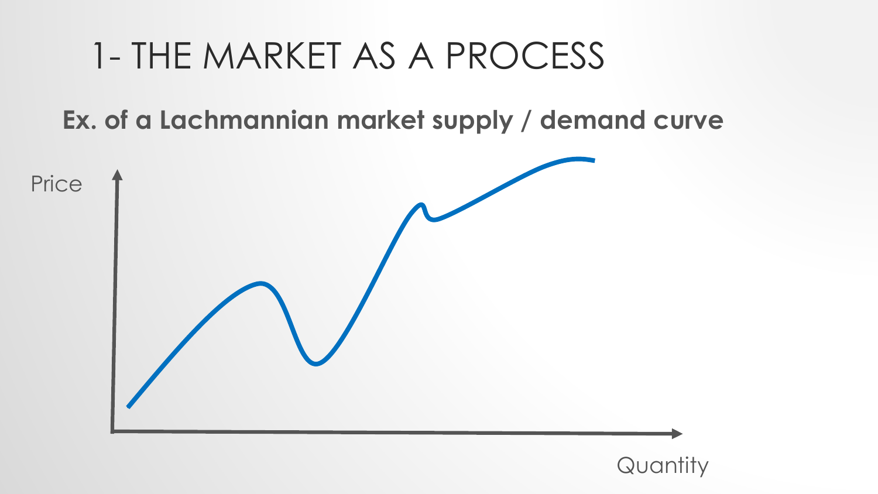# 1- THE MARKET AS A PROCESS

**Ex. of a Lachmannian market supply / demand curve**

Price

Quantity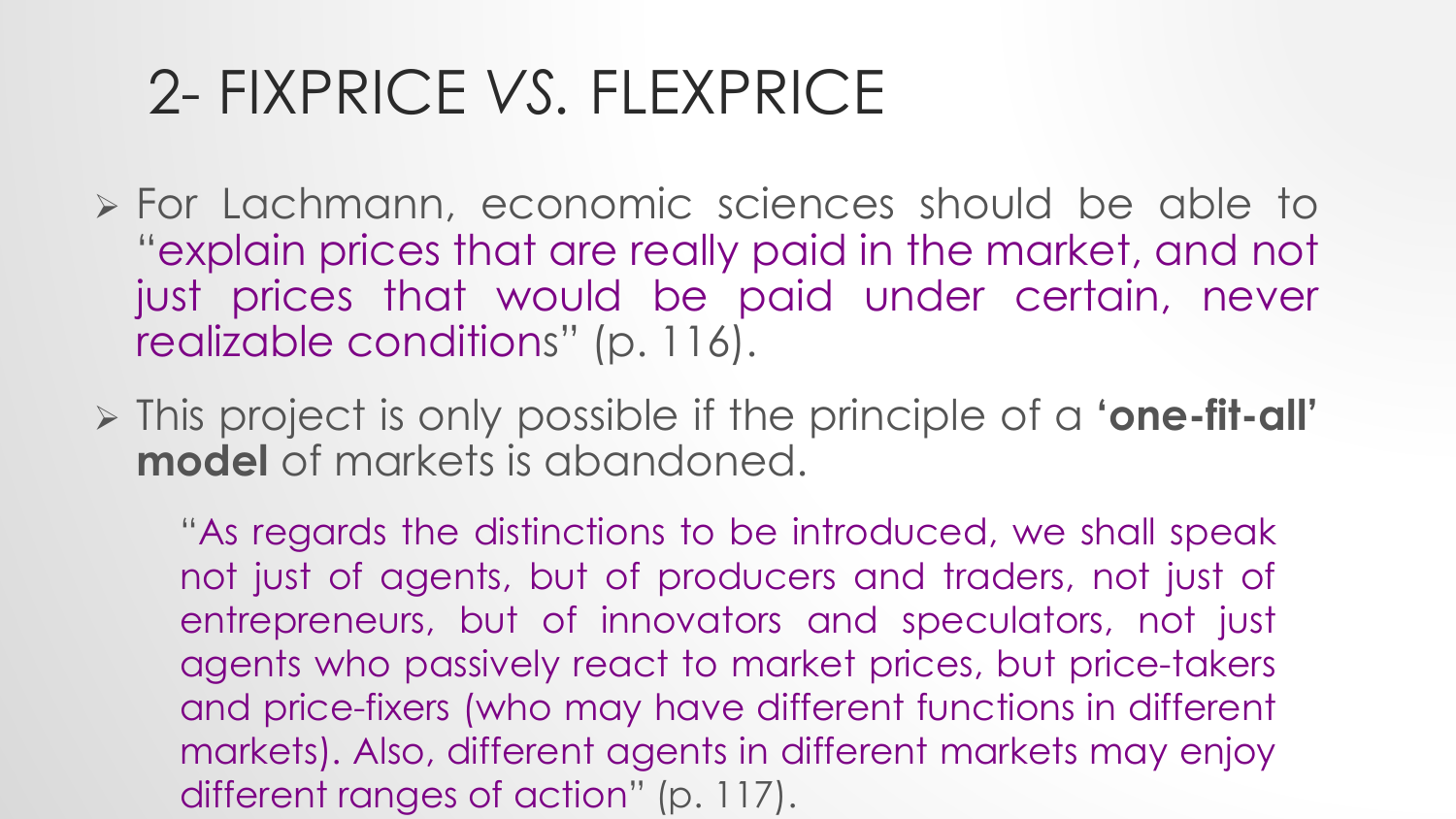# 2- FIXPRICE *VS.* FLEXPRICE

- For Lachmann, economic sciences should be able to "explain prices that are really paid in the market, and not just prices that would be paid under certain, never realizable conditions" (p. 116).
- This project is only possible if the principle of a **'one-fit-all' model** of markets is abandoned.

> "As regards the distinctions to be introduced, we shall speak not just of agents, but of producers and traders, not just of entrepreneurs, but of innovators and speculators, not just agents who passively react to market prices, but price-takers and price-fixers (who may have different functions in different markets). Also, different agents in different markets may enjoy different ranges of action" (p. 117).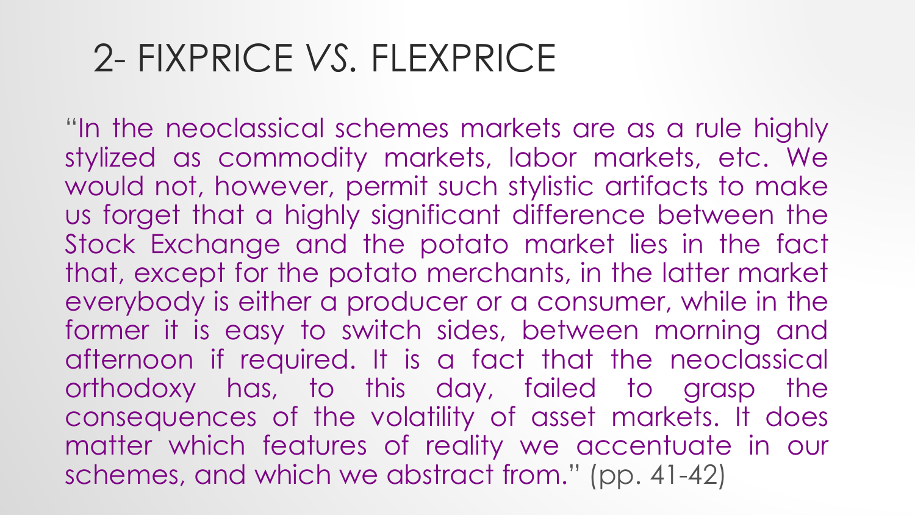# 2- FIXPRICE *VS.* FLEXPRICE

"In the neoclassical schemes markets are as a rule highly stylized as commodity markets, labor markets, etc. We would not, however, permit such stylistic artifacts to make us forget that a highly significant difference between the Stock Exchange and the potato market lies in the fact that, except for the potato merchants, in the latter market everybody is either a producer or a consumer, while in the former it is easy to switch sides, between morning and afternoon if required. It is a fact that the neoclassical orthodoxy has, to this day, failed to grasp the consequences of the volatility of asset markets. It does matter which features of reality we accentuate in our schemes, and which we abstract from." (pp. 41-42)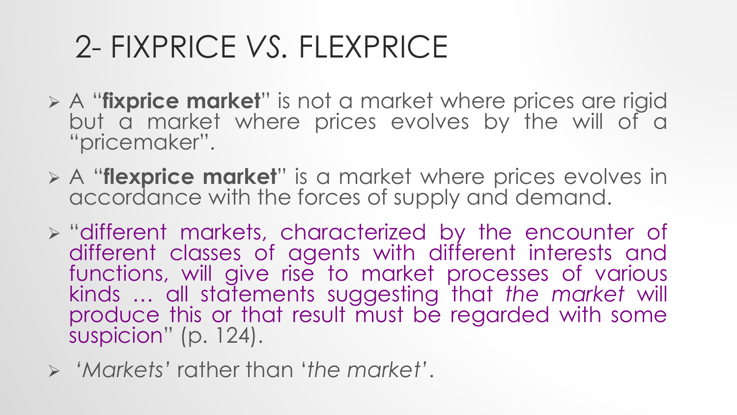# 2- FIXPRICE *VS.* FLEXPRICE

- A "**fixprice market**" is not a market where prices are rigid but a market where prices evolves by the will of a "pricemaker".
- A "**flexprice market**" is a market where prices evolves in accordance with the forces of supply and demand.
- "different markets, characterized by the encounter of different classes of agents with different interests and functions, will give rise to market processes of various kinds … all statements suggesting that *the market* will produce this or that result must be regarded with some suspicion" (p. 124).
- *'Markets'* rather than '*the market*'.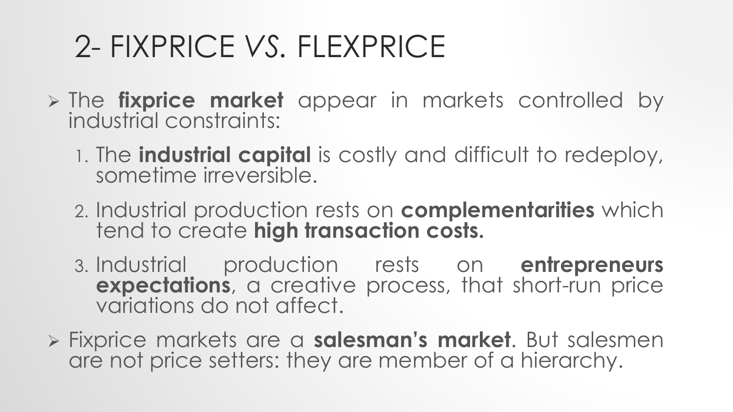# 2- FIXPRICE *VS.* FLEXPRICE

- The **fixprice market** appear in markets controlled by industrial constraints:
  1. The **industrial capital** is costly and difficult to redeploy, sometime irreversible.
  2. Industrial production rests on **complementarities** which tend to create **high transaction costs.**
  3. Industrial production rests on **entrepreneurs expectations**, a creative process, that short-run price variations do not affect.
- Fixprice markets are a **salesman's market**. But salesmen are not price setters: they are member of a hierarchy.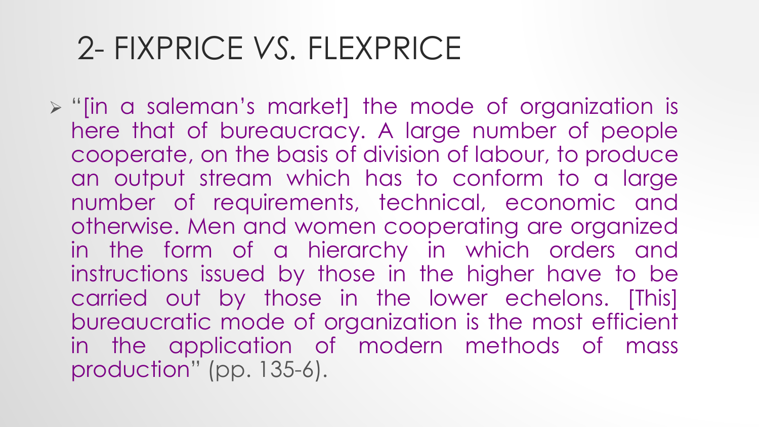# 2- FIXPRICE *VS.* FLEXPRICE

- "[in a saleman's market] the mode of organization is here that of bureaucracy. A large number of people cooperate, on the basis of division of labour, to produce an output stream which has to conform to a large number of requirements, technical, economic and otherwise. Men and women cooperating are organized in the form of a hierarchy in which orders and instructions issued by those in the higher have to be carried out by those in the lower echelons. [This] bureaucratic mode of organization is the most efficient in the application of modern methods of mass production" (pp. 135-6).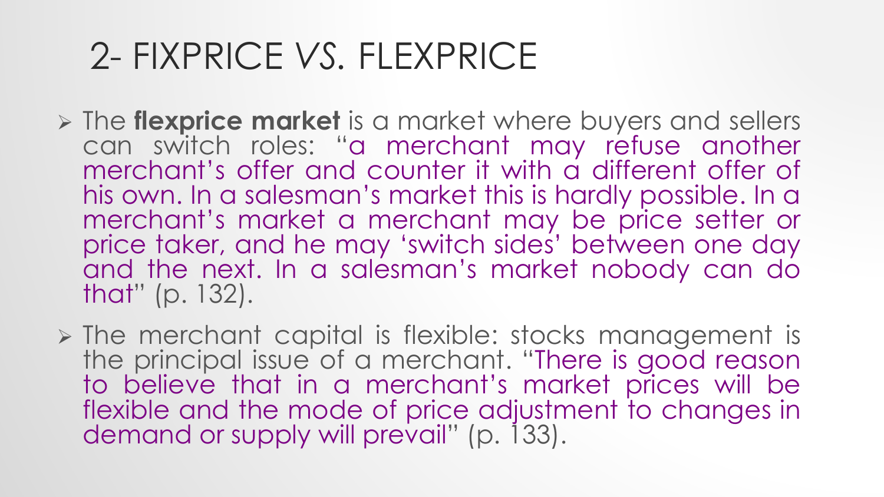# 2- FIXPRICE *VS.* FLEXPRICE

- The **flexprice market** is a market where buyers and sellers can switch roles: "a merchant may refuse another merchant's offer and counter it with a different offer of his own. In a salesman's market this is hardly possible. In a merchant's market a merchant may be price setter or price taker, and he may 'switch sides' between one day and the next. In a salesman's market nobody can do that" (p. 132).
- The merchant capital is flexible: stocks management is the principal issue of a merchant. "There is good reason to believe that in a merchant's market prices will be flexible and the mode of price adjustment to changes in demand or supply will prevail" (p. 133).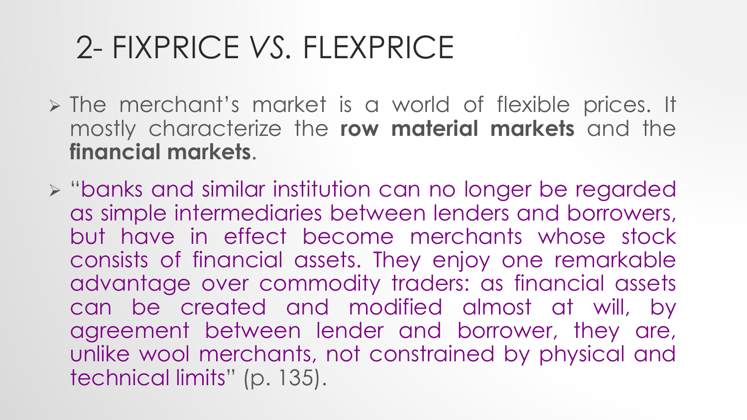# 2- FIXPRICE *VS.* FLEXPRICE

- The merchant's market is a world of flexible prices. It mostly characterize the **row material markets** and the **financial markets**.
- "banks and similar institution can no longer be regarded as simple intermediaries between lenders and borrowers, but have in effect become merchants whose stock consists of financial assets. They enjoy one remarkable advantage over commodity traders: as financial assets can be created and modified almost at will, by agreement between lender and borrower, they are, unlike wool merchants, not constrained by physical and technical limits" (p. 135).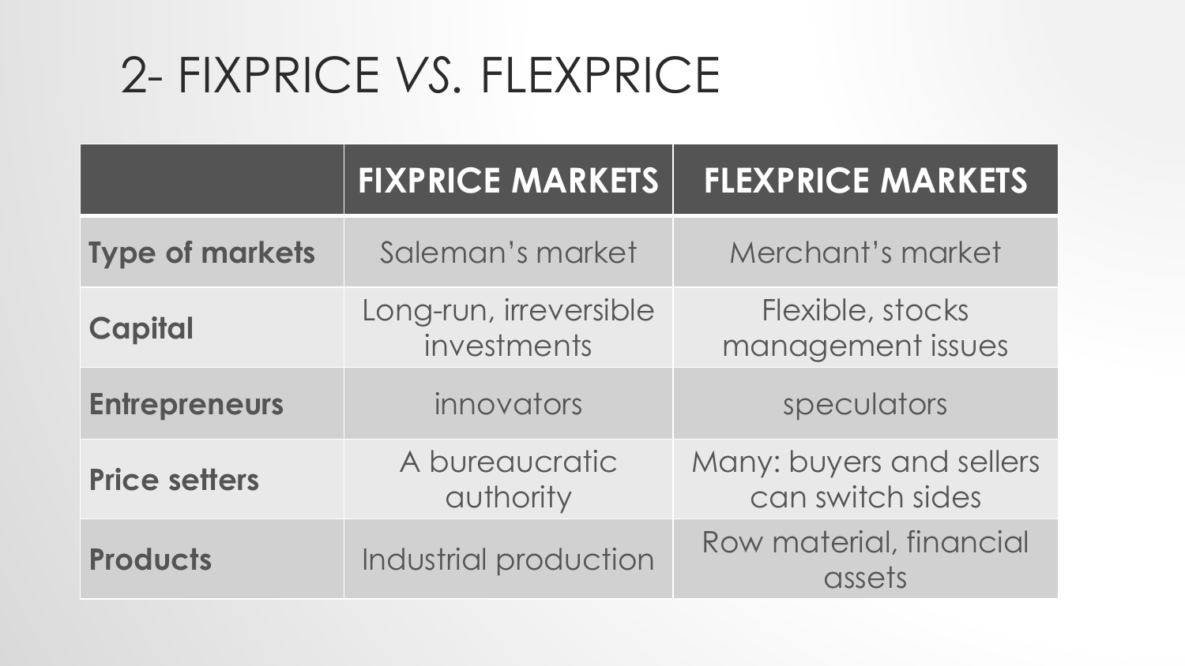# 2- FIXPRICE *VS.* FLEXPRICE

| | **FIXPRICE MARKETS** | **FLEXPRICE MARKETS** |
|---|---|---|
| **Type of markets** | Saleman's market | Merchant's market |
| **Capital** | Long-run, irreversible investments | Flexible, stocks management issues |
| **Entrepreneurs** | innovators | speculators |
| **Price setters** | A bureaucratic authority | Many: buyers and sellers can switch sides |
| **Products** | Industrial production | Row material, financial assets |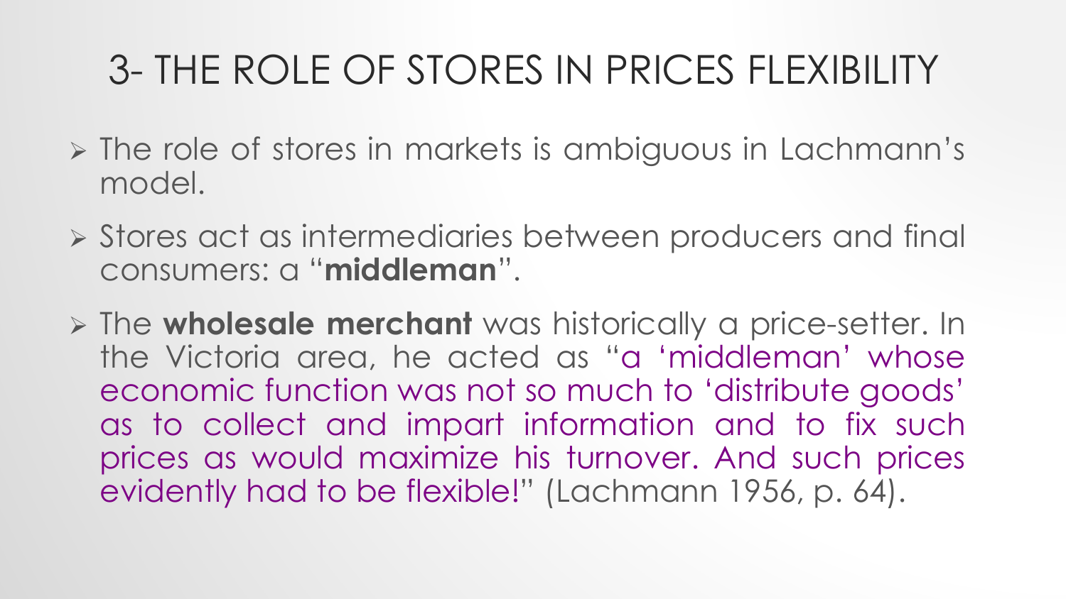# 3- THE ROLE OF STORES IN PRICES FLEXIBILITY

- The role of stores in markets is ambiguous in Lachmann's model.
- Stores act as intermediaries between producers and final consumers: a "**middleman**".
- The **wholesale merchant** was historically a price-setter. In the Victoria area, he acted as "a 'middleman' whose economic function was not so much to 'distribute goods' as to collect and impart information and to fix such prices as would maximize his turnover. And such prices evidently had to be flexible!" (Lachmann 1956, p. 64).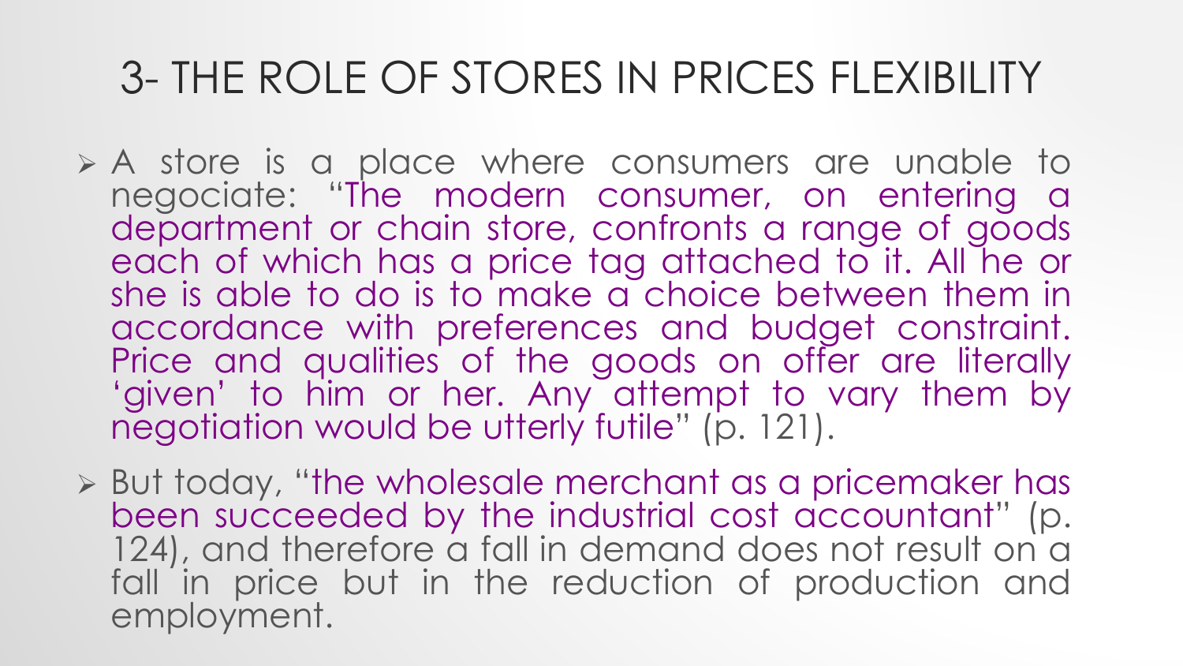# 3- THE ROLE OF STORES IN PRICES FLEXIBILITY

- A store is a place where consumers are unable to negociate: "The modern consumer, on entering a department or chain store, confronts a range of goods each of which has a price tag attached to it. All he or she is able to do is to make a choice between them in accordance with preferences and budget constraint. Price and qualities of the goods on offer are literally 'given' to him or her. Any attempt to vary them by negotiation would be utterly futile" (p. 121).
- But today, "the wholesale merchant as a pricemaker has been succeeded by the industrial cost accountant" (p. 124), and therefore a fall in demand does not result on a fall in price but in the reduction of production and employment.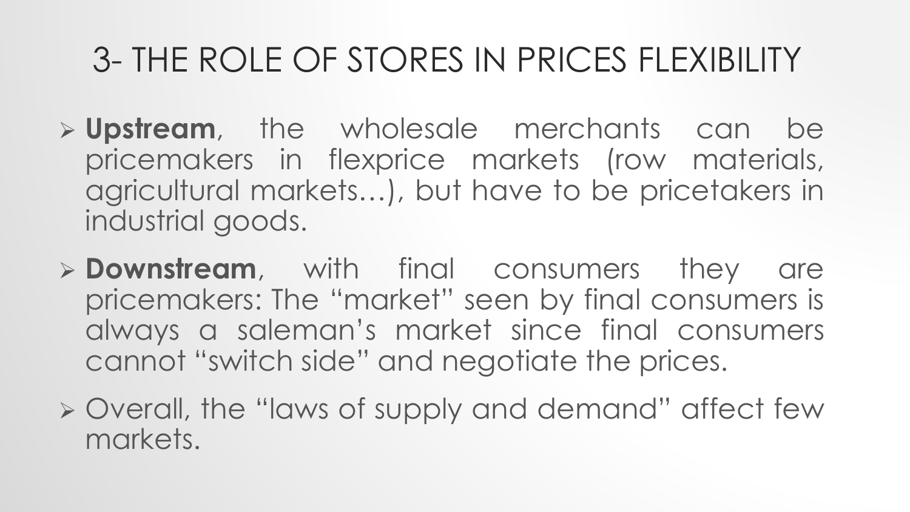# 3- THE ROLE OF STORES IN PRICES FLEXIBILITY

- **Upstream**, the wholesale merchants can be pricemakers in flexprice markets (row materials, agricultural markets…), but have to be pricetakers in industrial goods.
- **Downstream**, with final consumers they are pricemakers: The "market" seen by final consumers is always a saleman's market since final consumers cannot "switch side" and negotiate the prices.
- Overall, the "laws of supply and demand" affect few markets.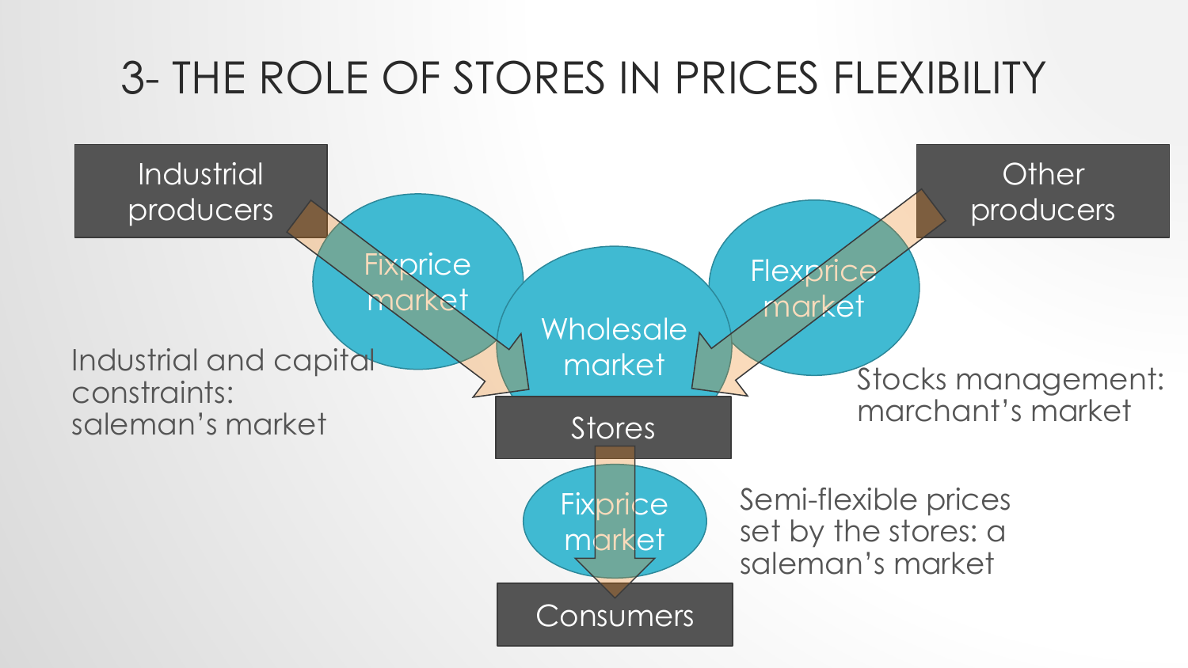# 3- THE ROLE OF STORES IN PRICES FLEXIBILITY

Industrial producers

Other producers

Fixprice market

Wholesale market

Flexprice market

Industrial and capital constraints: saleman's market

Stocks management: marchant's market

Stores

Fixprice market

Semi-flexible prices set by the stores: a saleman's market

Consumers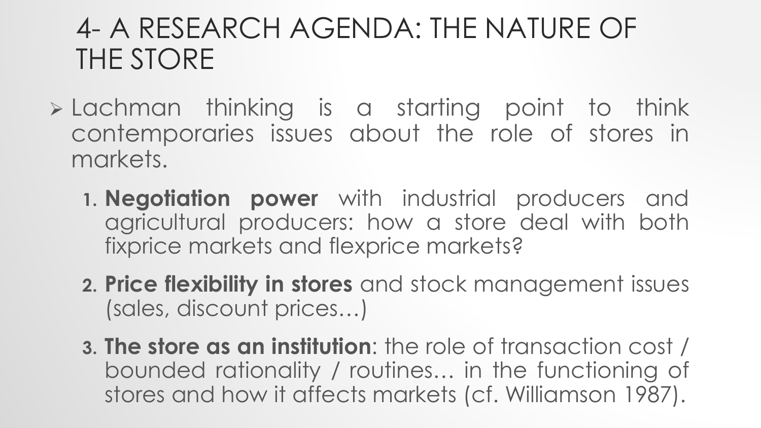# 4- A RESEARCH AGENDA: THE NATURE OF THE STORE

- Lachman thinking is a starting point to think contemporaries issues about the role of stores in markets.

  1. **Negotiation power** with industrial producers and agricultural producers: how a store deal with both fixprice markets and flexprice markets?
  2. **Price flexibility in stores** and stock management issues (sales, discount prices…)
  3. **The store as an institution**: the role of transaction cost / bounded rationality / routines… in the functioning of stores and how it affects markets (cf. Williamson 1987).